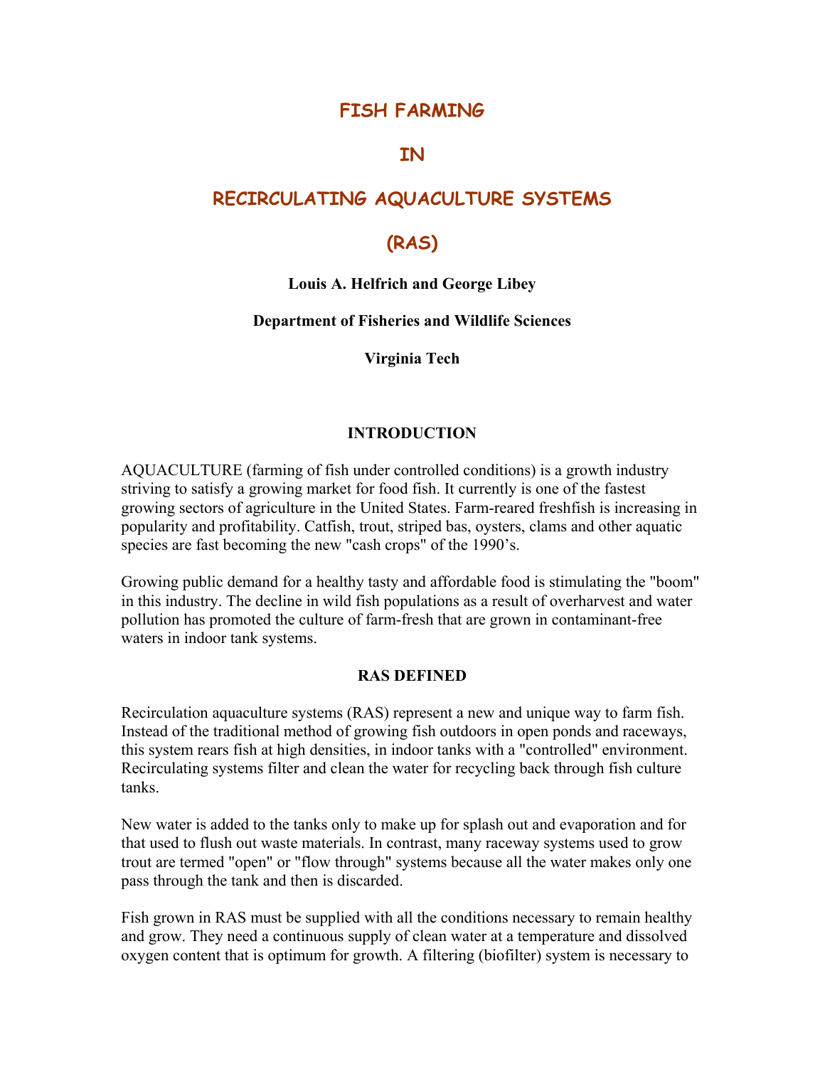# FISH FARMING

# IN

# RECIRCULATING AQUACULTURE SYSTEMS

# (RAS)

**Louis A. Helfrich and George Libey**

**Department of Fisheries and Wildlife Sciences**

**Virginia Tech**

## INTRODUCTION

AQUACULTURE (farming of fish under controlled conditions) is a growth industry striving to satisfy a growing market for food fish. It currently is one of the fastest growing sectors of agriculture in the United States. Farm-reared freshfish is increasing in popularity and profitability. Catfish, trout, striped bas, oysters, clams and other aquatic species are fast becoming the new "cash crops" of the 1990's.

Growing public demand for a healthy tasty and affordable food is stimulating the "boom" in this industry. The decline in wild fish populations as a result of overharvest and water pollution has promoted the culture of farm-fresh that are grown in contaminant-free waters in indoor tank systems.

## RAS DEFINED

Recirculation aquaculture systems (RAS) represent a new and unique way to farm fish. Instead of the traditional method of growing fish outdoors in open ponds and raceways, this system rears fish at high densities, in indoor tanks with a "controlled" environment. Recirculating systems filter and clean the water for recycling back through fish culture tanks.

New water is added to the tanks only to make up for splash out and evaporation and for that used to flush out waste materials. In contrast, many raceway systems used to grow trout are termed "open" or "flow through" systems because all the water makes only one pass through the tank and then is discarded.

Fish grown in RAS must be supplied with all the conditions necessary to remain healthy and grow. They need a continuous supply of clean water at a temperature and dissolved oxygen content that is optimum for growth. A filtering (biofilter) system is necessary to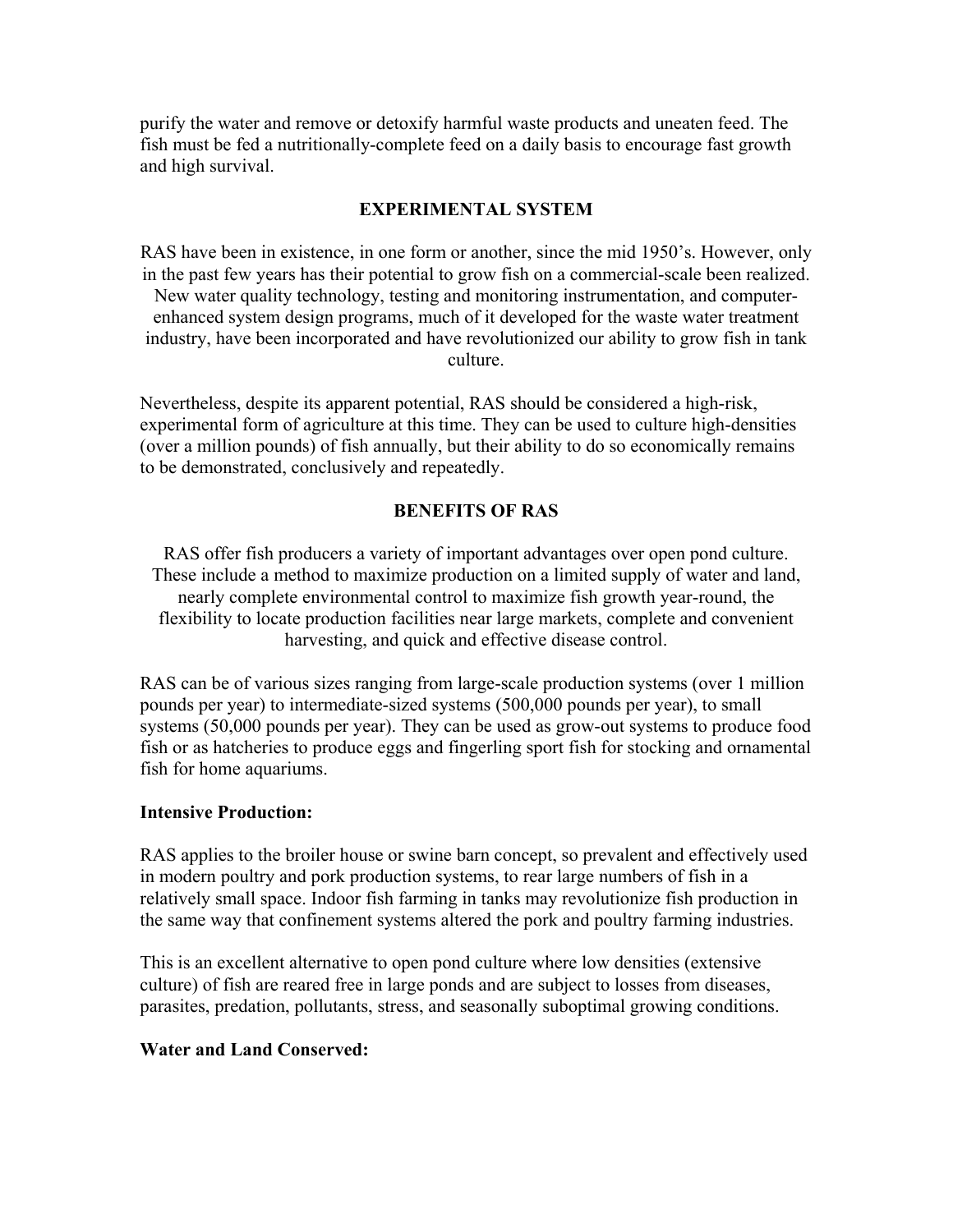purify the water and remove or detoxify harmful waste products and uneaten feed. The fish must be fed a nutritionally-complete feed on a daily basis to encourage fast growth and high survival.

## EXPERIMENTAL SYSTEM

RAS have been in existence, in one form or another, since the mid 1950's. However, only in the past few years has their potential to grow fish on a commercial-scale been realized. New water quality technology, testing and monitoring instrumentation, and computer-enhanced system design programs, much of it developed for the waste water treatment industry, have been incorporated and have revolutionized our ability to grow fish in tank culture.

Nevertheless, despite its apparent potential, RAS should be considered a high-risk, experimental form of agriculture at this time. They can be used to culture high-densities (over a million pounds) of fish annually, but their ability to do so economically remains to be demonstrated, conclusively and repeatedly.

## BENEFITS OF RAS

RAS offer fish producers a variety of important advantages over open pond culture. These include a method to maximize production on a limited supply of water and land, nearly complete environmental control to maximize fish growth year-round, the flexibility to locate production facilities near large markets, complete and convenient harvesting, and quick and effective disease control.

RAS can be of various sizes ranging from large-scale production systems (over 1 million pounds per year) to intermediate-sized systems (500,000 pounds per year), to small systems (50,000 pounds per year). They can be used as grow-out systems to produce food fish or as hatcheries to produce eggs and fingerling sport fish for stocking and ornamental fish for home aquariums.

### Intensive Production:

RAS applies to the broiler house or swine barn concept, so prevalent and effectively used in modern poultry and pork production systems, to rear large numbers of fish in a relatively small space. Indoor fish farming in tanks may revolutionize fish production in the same way that confinement systems altered the pork and poultry farming industries.

This is an excellent alternative to open pond culture where low densities (extensive culture) of fish are reared free in large ponds and are subject to losses from diseases, parasites, predation, pollutants, stress, and seasonally suboptimal growing conditions.

### Water and Land Conserved: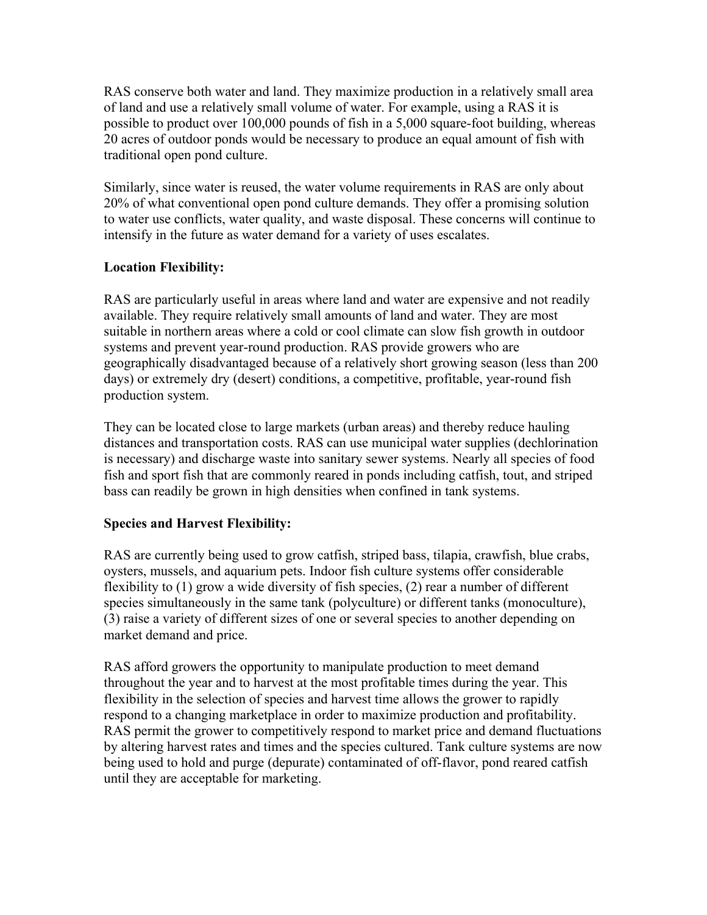RAS conserve both water and land. They maximize production in a relatively small area of land and use a relatively small volume of water. For example, using a RAS it is possible to product over 100,000 pounds of fish in a 5,000 square-foot building, whereas 20 acres of outdoor ponds would be necessary to produce an equal amount of fish with traditional open pond culture.

Similarly, since water is reused, the water volume requirements in RAS are only about 20% of what conventional open pond culture demands. They offer a promising solution to water use conflicts, water quality, and waste disposal. These concerns will continue to intensify in the future as water demand for a variety of uses escalates.

**Location Flexibility:**

RAS are particularly useful in areas where land and water are expensive and not readily available. They require relatively small amounts of land and water. They are most suitable in northern areas where a cold or cool climate can slow fish growth in outdoor systems and prevent year-round production. RAS provide growers who are geographically disadvantaged because of a relatively short growing season (less than 200 days) or extremely dry (desert) conditions, a competitive, profitable, year-round fish production system.

They can be located close to large markets (urban areas) and thereby reduce hauling distances and transportation costs. RAS can use municipal water supplies (dechlorination is necessary) and discharge waste into sanitary sewer systems. Nearly all species of food fish and sport fish that are commonly reared in ponds including catfish, tout, and striped bass can readily be grown in high densities when confined in tank systems.

**Species and Harvest Flexibility:**

RAS are currently being used to grow catfish, striped bass, tilapia, crawfish, blue crabs, oysters, mussels, and aquarium pets. Indoor fish culture systems offer considerable flexibility to (1) grow a wide diversity of fish species, (2) rear a number of different species simultaneously in the same tank (polyculture) or different tanks (monoculture), (3) raise a variety of different sizes of one or several species to another depending on market demand and price.

RAS afford growers the opportunity to manipulate production to meet demand throughout the year and to harvest at the most profitable times during the year. This flexibility in the selection of species and harvest time allows the grower to rapidly respond to a changing marketplace in order to maximize production and profitability. RAS permit the grower to competitively respond to market price and demand fluctuations by altering harvest rates and times and the species cultured. Tank culture systems are now being used to hold and purge (depurate) contaminated of off-flavor, pond reared catfish until they are acceptable for marketing.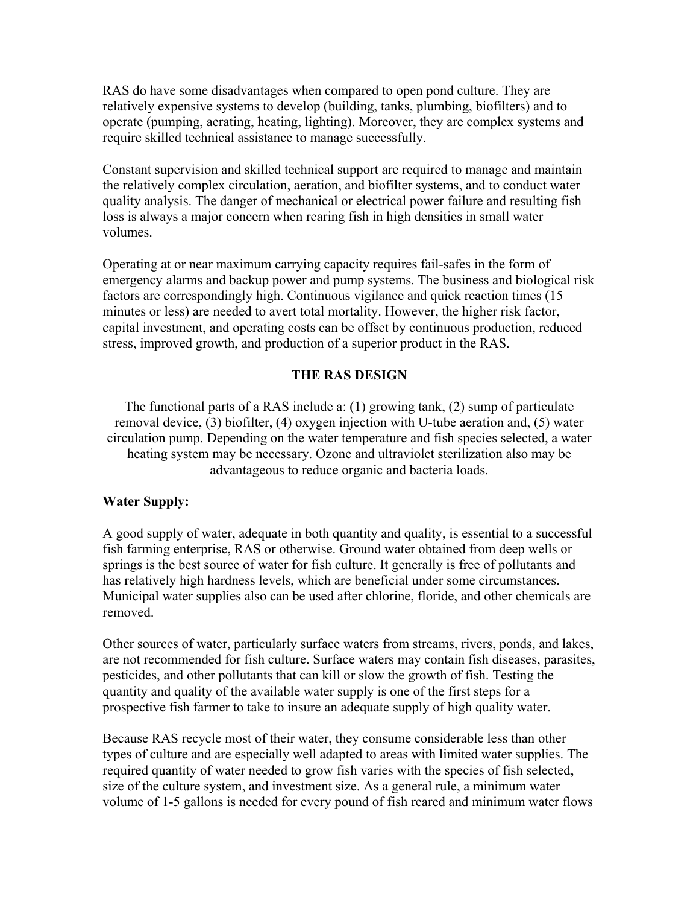RAS do have some disadvantages when compared to open pond culture. They are relatively expensive systems to develop (building, tanks, plumbing, biofilters) and to operate (pumping, aerating, heating, lighting). Moreover, they are complex systems and require skilled technical assistance to manage successfully.

Constant supervision and skilled technical support are required to manage and maintain the relatively complex circulation, aeration, and biofilter systems, and to conduct water quality analysis. The danger of mechanical or electrical power failure and resulting fish loss is always a major concern when rearing fish in high densities in small water volumes.

Operating at or near maximum carrying capacity requires fail-safes in the form of emergency alarms and backup power and pump systems. The business and biological risk factors are correspondingly high. Continuous vigilance and quick reaction times (15 minutes or less) are needed to avert total mortality. However, the higher risk factor, capital investment, and operating costs can be offset by continuous production, reduced stress, improved growth, and production of a superior product in the RAS.

## THE RAS DESIGN

The functional parts of a RAS include a: (1) growing tank, (2) sump of particulate removal device, (3) biofilter, (4) oxygen injection with U-tube aeration and, (5) water circulation pump. Depending on the water temperature and fish species selected, a water heating system may be necessary. Ozone and ultraviolet sterilization also may be advantageous to reduce organic and bacteria loads.

**Water Supply:**

A good supply of water, adequate in both quantity and quality, is essential to a successful fish farming enterprise, RAS or otherwise. Ground water obtained from deep wells or springs is the best source of water for fish culture. It generally is free of pollutants and has relatively high hardness levels, which are beneficial under some circumstances. Municipal water supplies also can be used after chlorine, floride, and other chemicals are removed.

Other sources of water, particularly surface waters from streams, rivers, ponds, and lakes, are not recommended for fish culture. Surface waters may contain fish diseases, parasites, pesticides, and other pollutants that can kill or slow the growth of fish. Testing the quantity and quality of the available water supply is one of the first steps for a prospective fish farmer to take to insure an adequate supply of high quality water.

Because RAS recycle most of their water, they consume considerable less than other types of culture and are especially well adapted to areas with limited water supplies. The required quantity of water needed to grow fish varies with the species of fish selected, size of the culture system, and investment size. As a general rule, a minimum water volume of 1-5 gallons is needed for every pound of fish reared and minimum water flows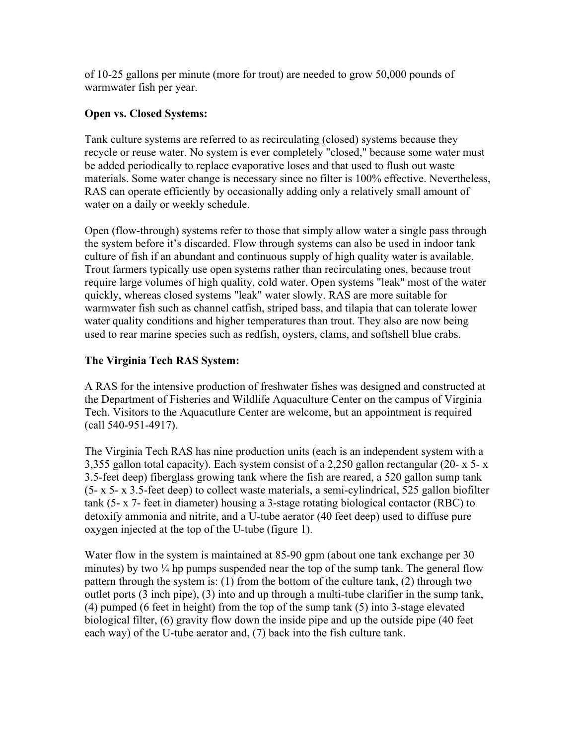of 10-25 gallons per minute (more for trout) are needed to grow 50,000 pounds of warmwater fish per year.

**Open vs. Closed Systems:**

Tank culture systems are referred to as recirculating (closed) systems because they recycle or reuse water. No system is ever completely "closed," because some water must be added periodically to replace evaporative loses and that used to flush out waste materials. Some water change is necessary since no filter is 100% effective. Nevertheless, RAS can operate efficiently by occasionally adding only a relatively small amount of water on a daily or weekly schedule.

Open (flow-through) systems refer to those that simply allow water a single pass through the system before it's discarded. Flow through systems can also be used in indoor tank culture of fish if an abundant and continuous supply of high quality water is available. Trout farmers typically use open systems rather than recirculating ones, because trout require large volumes of high quality, cold water. Open systems "leak" most of the water quickly, whereas closed systems "leak" water slowly. RAS are more suitable for warmwater fish such as channel catfish, striped bass, and tilapia that can tolerate lower water quality conditions and higher temperatures than trout. They also are now being used to rear marine species such as redfish, oysters, clams, and softshell blue crabs.

**The Virginia Tech RAS System:**

A RAS for the intensive production of freshwater fishes was designed and constructed at the Department of Fisheries and Wildlife Aquaculture Center on the campus of Virginia Tech. Visitors to the Aquacutlure Center are welcome, but an appointment is required (call 540-951-4917).

The Virginia Tech RAS has nine production units (each is an independent system with a 3,355 gallon total capacity). Each system consist of a 2,250 gallon rectangular (20- x 5- x 3.5-feet deep) fiberglass growing tank where the fish are reared, a 520 gallon sump tank (5- x 5- x 3.5-feet deep) to collect waste materials, a semi-cylindrical, 525 gallon biofilter tank (5- x 7- feet in diameter) housing a 3-stage rotating biological contactor (RBC) to detoxify ammonia and nitrite, and a U-tube aerator (40 feet deep) used to diffuse pure oxygen injected at the top of the U-tube (figure 1).

Water flow in the system is maintained at 85-90 gpm (about one tank exchange per 30 minutes) by two ¼ hp pumps suspended near the top of the sump tank. The general flow pattern through the system is: (1) from the bottom of the culture tank, (2) through two outlet ports (3 inch pipe), (3) into and up through a multi-tube clarifier in the sump tank, (4) pumped (6 feet in height) from the top of the sump tank (5) into 3-stage elevated biological filter, (6) gravity flow down the inside pipe and up the outside pipe (40 feet each way) of the U-tube aerator and, (7) back into the fish culture tank.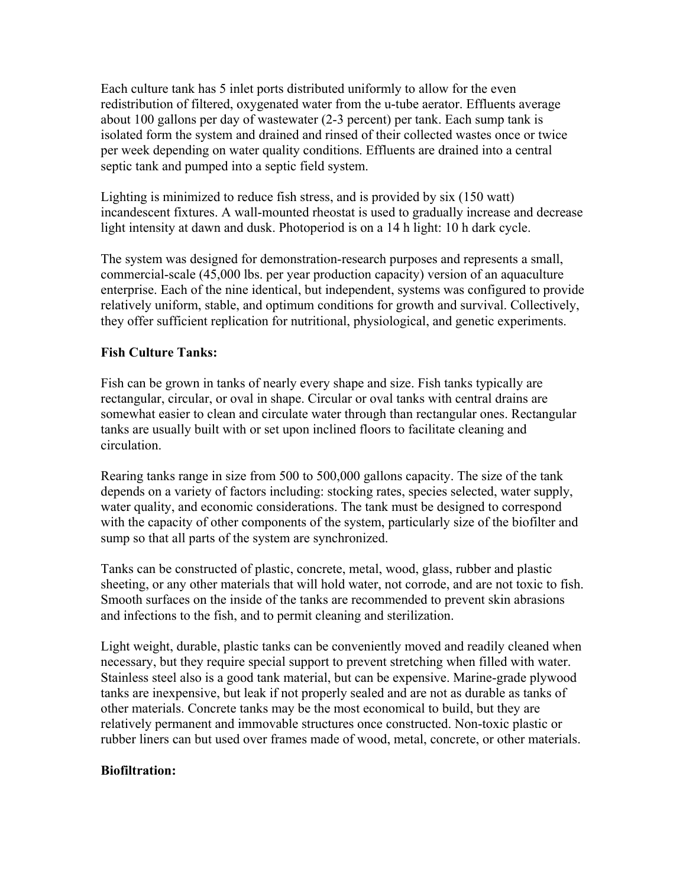Each culture tank has 5 inlet ports distributed uniformly to allow for the even redistribution of filtered, oxygenated water from the u-tube aerator. Effluents average about 100 gallons per day of wastewater (2-3 percent) per tank. Each sump tank is isolated form the system and drained and rinsed of their collected wastes once or twice per week depending on water quality conditions. Effluents are drained into a central septic tank and pumped into a septic field system.

Lighting is minimized to reduce fish stress, and is provided by six (150 watt) incandescent fixtures. A wall-mounted rheostat is used to gradually increase and decrease light intensity at dawn and dusk. Photoperiod is on a 14 h light: 10 h dark cycle.

The system was designed for demonstration-research purposes and represents a small, commercial-scale (45,000 lbs. per year production capacity) version of an aquaculture enterprise. Each of the nine identical, but independent, systems was configured to provide relatively uniform, stable, and optimum conditions for growth and survival. Collectively, they offer sufficient replication for nutritional, physiological, and genetic experiments.

**Fish Culture Tanks:**

Fish can be grown in tanks of nearly every shape and size. Fish tanks typically are rectangular, circular, or oval in shape. Circular or oval tanks with central drains are somewhat easier to clean and circulate water through than rectangular ones. Rectangular tanks are usually built with or set upon inclined floors to facilitate cleaning and circulation.

Rearing tanks range in size from 500 to 500,000 gallons capacity. The size of the tank depends on a variety of factors including: stocking rates, species selected, water supply, water quality, and economic considerations. The tank must be designed to correspond with the capacity of other components of the system, particularly size of the biofilter and sump so that all parts of the system are synchronized.

Tanks can be constructed of plastic, concrete, metal, wood, glass, rubber and plastic sheeting, or any other materials that will hold water, not corrode, and are not toxic to fish. Smooth surfaces on the inside of the tanks are recommended to prevent skin abrasions and infections to the fish, and to permit cleaning and sterilization.

Light weight, durable, plastic tanks can be conveniently moved and readily cleaned when necessary, but they require special support to prevent stretching when filled with water. Stainless steel also is a good tank material, but can be expensive. Marine-grade plywood tanks are inexpensive, but leak if not properly sealed and are not as durable as tanks of other materials. Concrete tanks may be the most economical to build, but they are relatively permanent and immovable structures once constructed. Non-toxic plastic or rubber liners can but used over frames made of wood, metal, concrete, or other materials.

**Biofiltration:**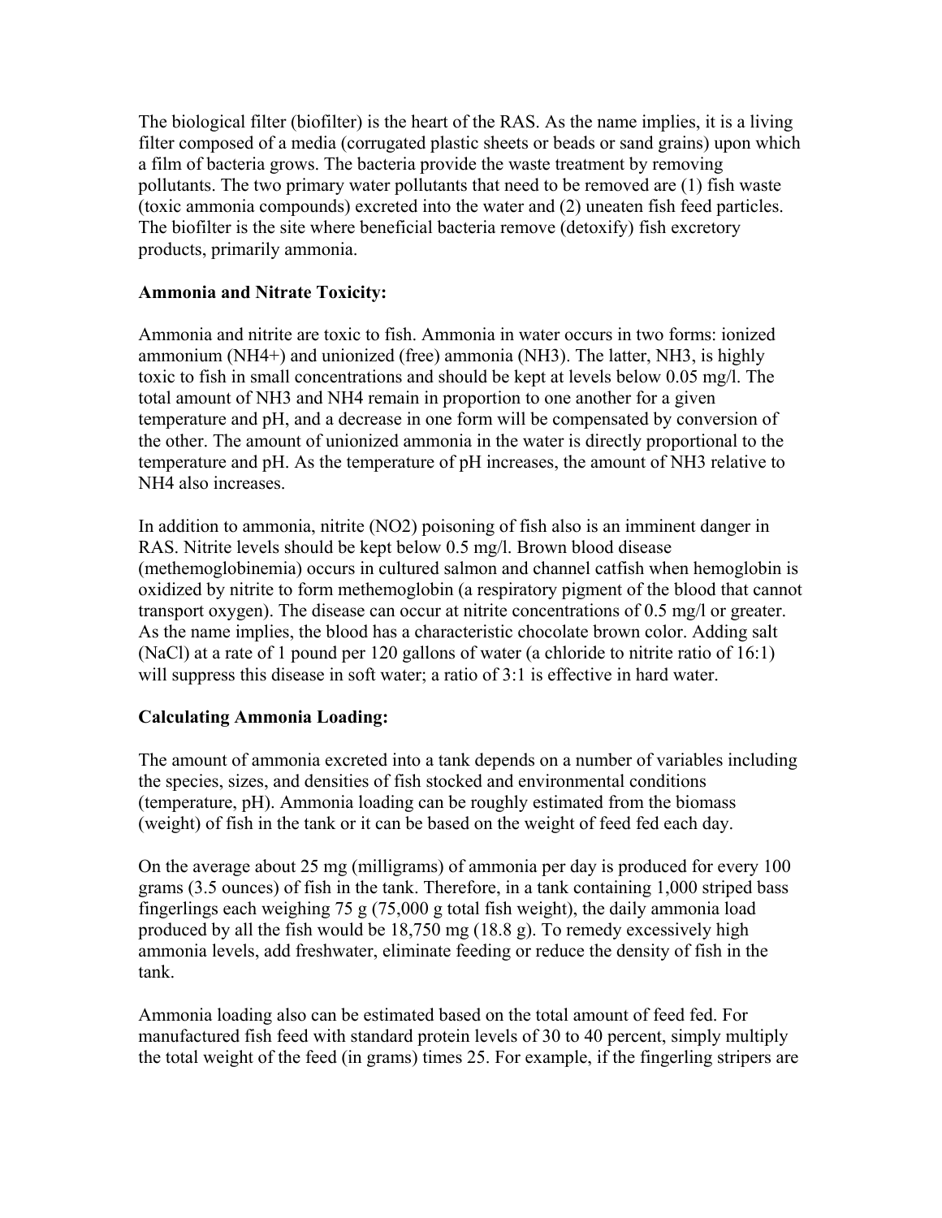The biological filter (biofilter) is the heart of the RAS. As the name implies, it is a living filter composed of a media (corrugated plastic sheets or beads or sand grains) upon which a film of bacteria grows. The bacteria provide the waste treatment by removing pollutants. The two primary water pollutants that need to be removed are (1) fish waste (toxic ammonia compounds) excreted into the water and (2) uneaten fish feed particles. The biofilter is the site where beneficial bacteria remove (detoxify) fish excretory products, primarily ammonia.

**Ammonia and Nitrate Toxicity:**

Ammonia and nitrite are toxic to fish. Ammonia in water occurs in two forms: ionized ammonium ($NH_4^+$) and unionized (free) ammonia ($NH_3$). The latter, $NH_3$, is highly toxic to fish in small concentrations and should be kept at levels below 0.05 mg/l. The total amount of $NH_3$ and $NH_4$ remain in proportion to one another for a given temperature and pH, and a decrease in one form will be compensated by conversion of the other. The amount of unionized ammonia in the water is directly proportional to the temperature and pH. As the temperature of pH increases, the amount of $NH_3$ relative to $NH_4$ also increases.

In addition to ammonia, nitrite ($NO_2$) poisoning of fish also is an imminent danger in RAS. Nitrite levels should be kept below 0.5 mg/l. Brown blood disease (methemoglobinemia) occurs in cultured salmon and channel catfish when hemoglobin is oxidized by nitrite to form methemoglobin (a respiratory pigment of the blood that cannot transport oxygen). The disease can occur at nitrite concentrations of 0.5 mg/l or greater. As the name implies, the blood has a characteristic chocolate brown color. Adding salt (NaCl) at a rate of 1 pound per 120 gallons of water (a chloride to nitrite ratio of 16:1) will suppress this disease in soft water; a ratio of 3:1 is effective in hard water.

**Calculating Ammonia Loading:**

The amount of ammonia excreted into a tank depends on a number of variables including the species, sizes, and densities of fish stocked and environmental conditions (temperature, pH). Ammonia loading can be roughly estimated from the biomass (weight) of fish in the tank or it can be based on the weight of feed fed each day.

On the average about 25 mg (milligrams) of ammonia per day is produced for every 100 grams (3.5 ounces) of fish in the tank. Therefore, in a tank containing 1,000 striped bass fingerlings each weighing 75 g (75,000 g total fish weight), the daily ammonia load produced by all the fish would be 18,750 mg (18.8 g). To remedy excessively high ammonia levels, add freshwater, eliminate feeding or reduce the density of fish in the tank.

Ammonia loading also can be estimated based on the total amount of feed fed. For manufactured fish feed with standard protein levels of 30 to 40 percent, simply multiply the total weight of the feed (in grams) times 25. For example, if the fingerling stripers are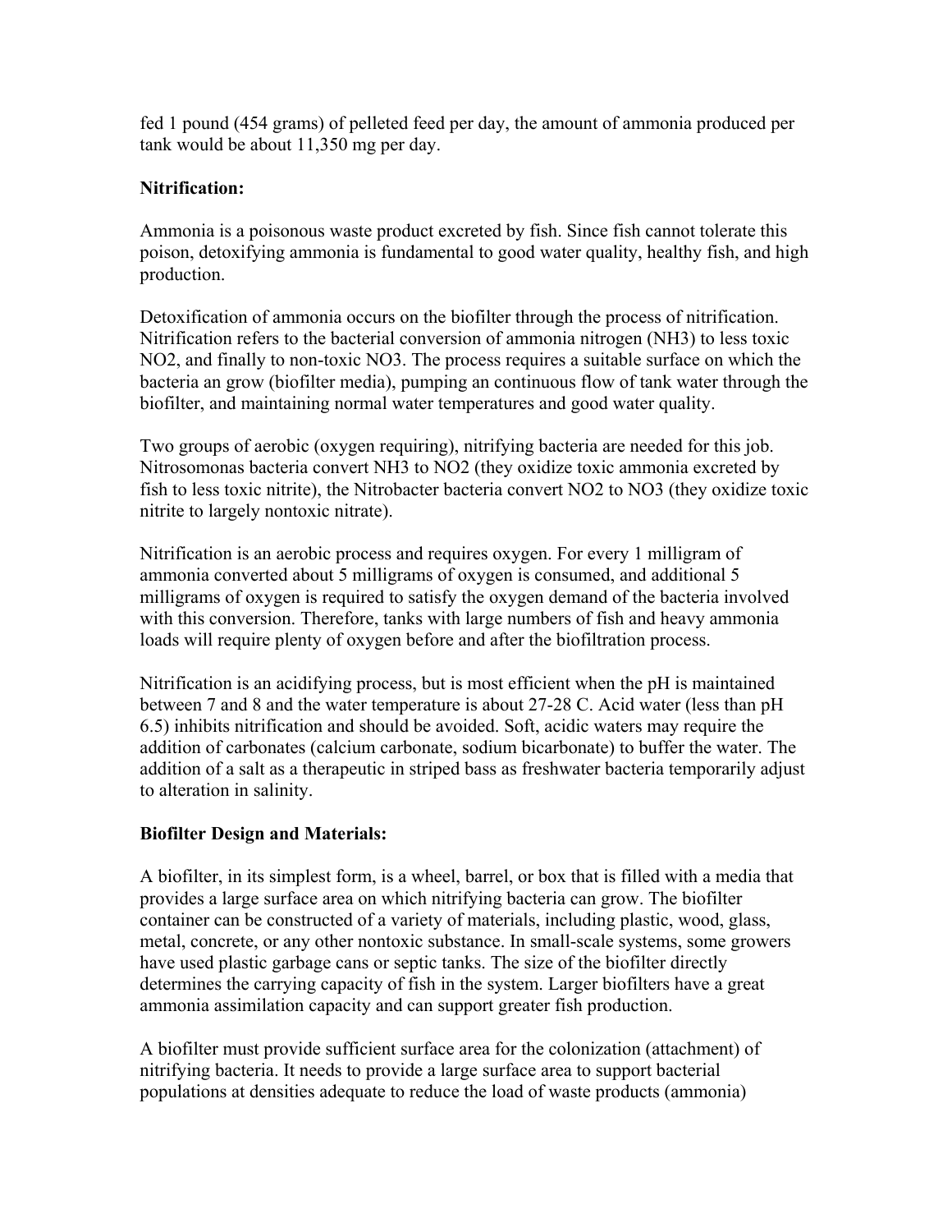fed 1 pound (454 grams) of pelleted feed per day, the amount of ammonia produced per tank would be about 11,350 mg per day.

**Nitrification:**

Ammonia is a poisonous waste product excreted by fish. Since fish cannot tolerate this poison, detoxifying ammonia is fundamental to good water quality, healthy fish, and high production.

Detoxification of ammonia occurs on the biofilter through the process of nitrification. Nitrification refers to the bacterial conversion of ammonia nitrogen ($NH_3$) to less toxic $NO_2$, and finally to non-toxic $NO_3$. The process requires a suitable surface on which the bacteria an grow (biofilter media), pumping an continuous flow of tank water through the biofilter, and maintaining normal water temperatures and good water quality.

Two groups of aerobic (oxygen requiring), nitrifying bacteria are needed for this job. Nitrosomonas bacteria convert $NH_3$ to $NO_2$ (they oxidize toxic ammonia excreted by fish to less toxic nitrite), the Nitrobacter bacteria convert $NO_2$ to $NO_3$ (they oxidize toxic nitrite to largely nontoxic nitrate).

Nitrification is an aerobic process and requires oxygen. For every 1 milligram of ammonia converted about 5 milligrams of oxygen is consumed, and additional 5 milligrams of oxygen is required to satisfy the oxygen demand of the bacteria involved with this conversion. Therefore, tanks with large numbers of fish and heavy ammonia loads will require plenty of oxygen before and after the biofiltration process.

Nitrification is an acidifying process, but is most efficient when the pH is maintained between 7 and 8 and the water temperature is about 27-28 C. Acid water (less than pH 6.5) inhibits nitrification and should be avoided. Soft, acidic waters may require the addition of carbonates (calcium carbonate, sodium bicarbonate) to buffer the water. The addition of a salt as a therapeutic in striped bass as freshwater bacteria temporarily adjust to alteration in salinity.

**Biofilter Design and Materials:**

A biofilter, in its simplest form, is a wheel, barrel, or box that is filled with a media that provides a large surface area on which nitrifying bacteria can grow. The biofilter container can be constructed of a variety of materials, including plastic, wood, glass, metal, concrete, or any other nontoxic substance. In small-scale systems, some growers have used plastic garbage cans or septic tanks. The size of the biofilter directly determines the carrying capacity of fish in the system. Larger biofilters have a great ammonia assimilation capacity and can support greater fish production.

A biofilter must provide sufficient surface area for the colonization (attachment) of nitrifying bacteria. It needs to provide a large surface area to support bacterial populations at densities adequate to reduce the load of waste products (ammonia)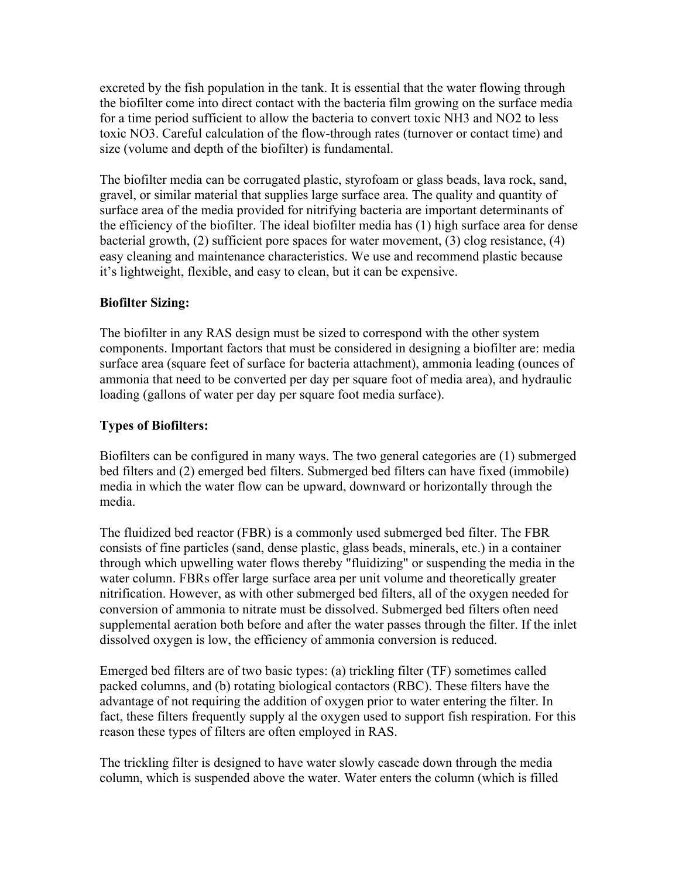excreted by the fish population in the tank. It is essential that the water flowing through the biofilter come into direct contact with the bacteria film growing on the surface media for a time period sufficient to allow the bacteria to convert toxic $NH_3$ and $NO_2$ to less toxic $NO_3$. Careful calculation of the flow-through rates (turnover or contact time) and size (volume and depth of the biofilter) is fundamental.

The biofilter media can be corrugated plastic, styrofoam or glass beads, lava rock, sand, gravel, or similar material that supplies large surface area. The quality and quantity of surface area of the media provided for nitrifying bacteria are important determinants of the efficiency of the biofilter. The ideal biofilter media has (1) high surface area for dense bacterial growth, (2) sufficient pore spaces for water movement, (3) clog resistance, (4) easy cleaning and maintenance characteristics. We use and recommend plastic because it's lightweight, flexible, and easy to clean, but it can be expensive.

**Biofilter Sizing:**

The biofilter in any RAS design must be sized to correspond with the other system components. Important factors that must be considered in designing a biofilter are: media surface area (square feet of surface for bacteria attachment), ammonia leading (ounces of ammonia that need to be converted per day per square foot of media area), and hydraulic loading (gallons of water per day per square foot media surface).

**Types of Biofilters:**

Biofilters can be configured in many ways. The two general categories are (1) submerged bed filters and (2) emerged bed filters. Submerged bed filters can have fixed (immobile) media in which the water flow can be upward, downward or horizontally through the media.

The fluidized bed reactor (FBR) is a commonly used submerged bed filter. The FBR consists of fine particles (sand, dense plastic, glass beads, minerals, etc.) in a container through which upwelling water flows thereby "fluidizing" or suspending the media in the water column. FBRs offer large surface area per unit volume and theoretically greater nitrification. However, as with other submerged bed filters, all of the oxygen needed for conversion of ammonia to nitrate must be dissolved. Submerged bed filters often need supplemental aeration both before and after the water passes through the filter. If the inlet dissolved oxygen is low, the efficiency of ammonia conversion is reduced.

Emerged bed filters are of two basic types: (a) trickling filter (TF) sometimes called packed columns, and (b) rotating biological contactors (RBC). These filters have the advantage of not requiring the addition of oxygen prior to water entering the filter. In fact, these filters frequently supply al the oxygen used to support fish respiration. For this reason these types of filters are often employed in RAS.

The trickling filter is designed to have water slowly cascade down through the media column, which is suspended above the water. Water enters the column (which is filled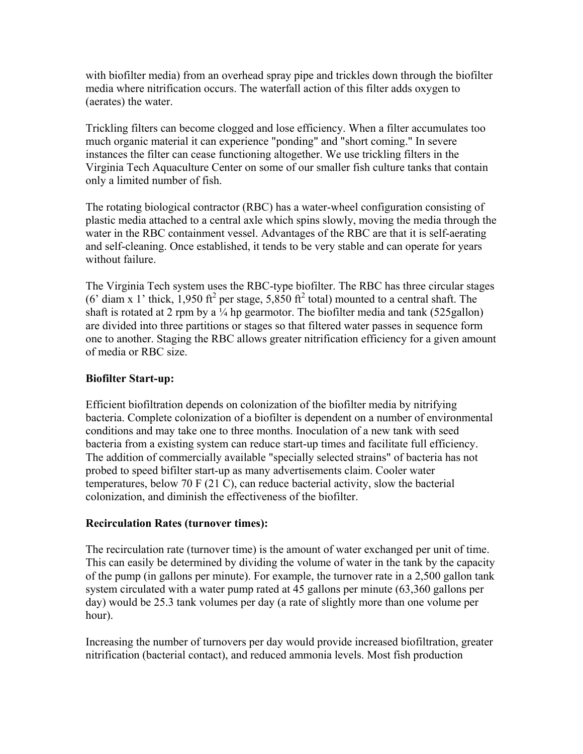with biofilter media) from an overhead spray pipe and trickles down through the biofilter media where nitrification occurs. The waterfall action of this filter adds oxygen to (aerates) the water.

Trickling filters can become clogged and lose efficiency. When a filter accumulates too much organic material it can experience "ponding" and "short coming." In severe instances the filter can cease functioning altogether. We use trickling filters in the Virginia Tech Aquaculture Center on some of our smaller fish culture tanks that contain only a limited number of fish.

The rotating biological contractor (RBC) has a water-wheel configuration consisting of plastic media attached to a central axle which spins slowly, moving the media through the water in the RBC containment vessel. Advantages of the RBC are that it is self-aerating and self-cleaning. Once established, it tends to be very stable and can operate for years without failure.

The Virginia Tech system uses the RBC-type biofilter. The RBC has three circular stages (6' diam x 1' thick, 1,950 $ft^2$ per stage, 5,850 $ft^2$ total) mounted to a central shaft. The shaft is rotated at 2 rpm by a ¼ hp gearmotor. The biofilter media and tank (525gallon) are divided into three partitions or stages so that filtered water passes in sequence form one to another. Staging the RBC allows greater nitrification efficiency for a given amount of media or RBC size.

**Biofilter Start-up:**

Efficient biofiltration depends on colonization of the biofilter media by nitrifying bacteria. Complete colonization of a biofilter is dependent on a number of environmental conditions and may take one to three months. Inoculation of a new tank with seed bacteria from a existing system can reduce start-up times and facilitate full efficiency. The addition of commercially available "specially selected strains" of bacteria has not probed to speed bifilter start-up as many advertisements claim. Cooler water temperatures, below 70 F (21 C), can reduce bacterial activity, slow the bacterial colonization, and diminish the effectiveness of the biofilter.

**Recirculation Rates (turnover times):**

The recirculation rate (turnover time) is the amount of water exchanged per unit of time. This can easily be determined by dividing the volume of water in the tank by the capacity of the pump (in gallons per minute). For example, the turnover rate in a 2,500 gallon tank system circulated with a water pump rated at 45 gallons per minute (63,360 gallons per day) would be 25.3 tank volumes per day (a rate of slightly more than one volume per hour).

Increasing the number of turnovers per day would provide increased biofiltration, greater nitrification (bacterial contact), and reduced ammonia levels. Most fish production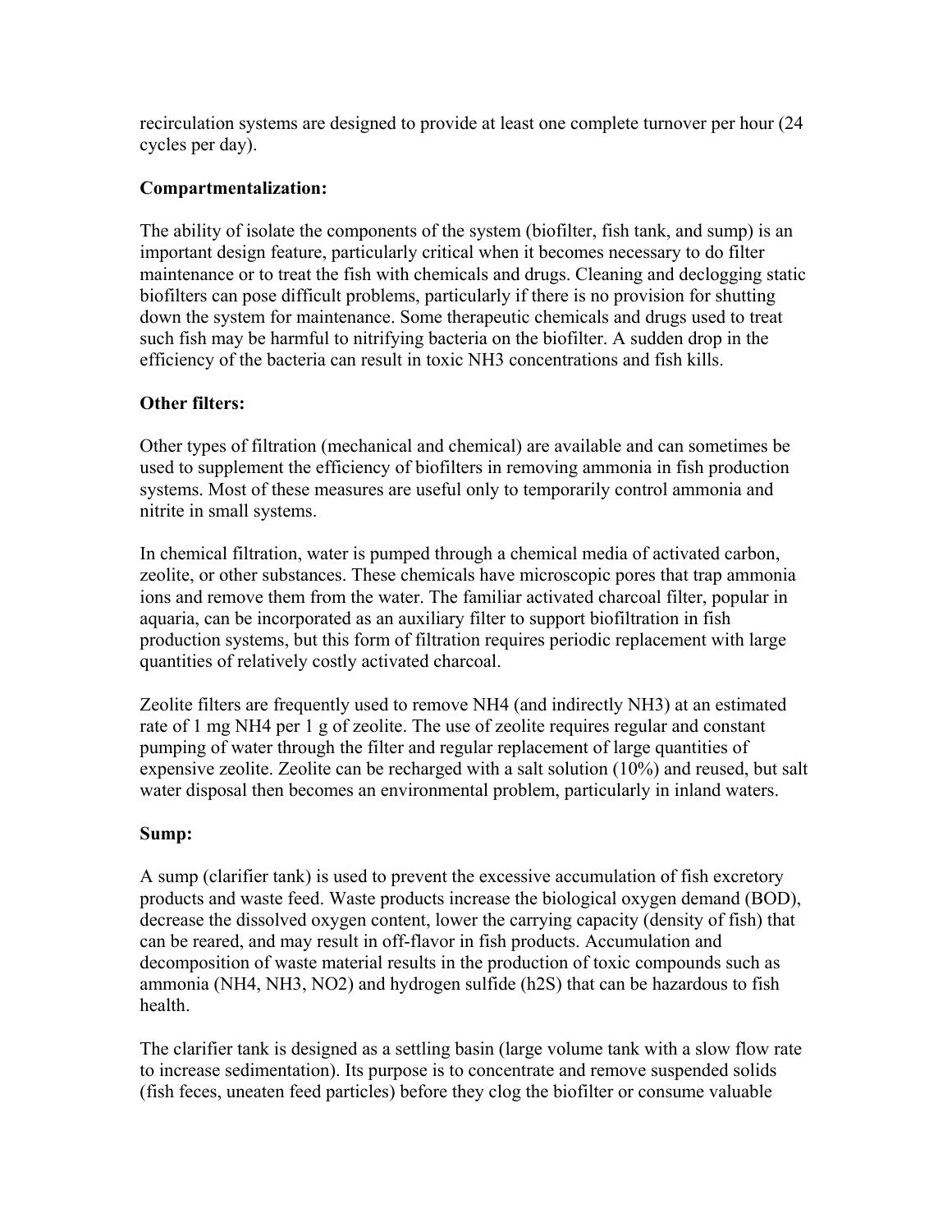recirculation systems are designed to provide at least one complete turnover per hour (24 cycles per day).

**Compartmentalization:**

The ability of isolate the components of the system (biofilter, fish tank, and sump) is an important design feature, particularly critical when it becomes necessary to do filter maintenance or to treat the fish with chemicals and drugs. Cleaning and declogging static biofilters can pose difficult problems, particularly if there is no provision for shutting down the system for maintenance. Some therapeutic chemicals and drugs used to treat such fish may be harmful to nitrifying bacteria on the biofilter. A sudden drop in the efficiency of the bacteria can result in toxic $NH_3$ concentrations and fish kills.

**Other filters:**

Other types of filtration (mechanical and chemical) are available and can sometimes be used to supplement the efficiency of biofilters in removing ammonia in fish production systems. Most of these measures are useful only to temporarily control ammonia and nitrite in small systems.

In chemical filtration, water is pumped through a chemical media of activated carbon, zeolite, or other substances. These chemicals have microscopic pores that trap ammonia ions and remove them from the water. The familiar activated charcoal filter, popular in aquaria, can be incorporated as an auxiliary filter to support biofiltration in fish production systems, but this form of filtration requires periodic replacement with large quantities of relatively costly activated charcoal.

Zeolite filters are frequently used to remove $NH_4$ (and indirectly $NH_3$) at an estimated rate of 1 mg $NH_4$ per 1 g of zeolite. The use of zeolite requires regular and constant pumping of water through the filter and regular replacement of large quantities of expensive zeolite. Zeolite can be recharged with a salt solution (10%) and reused, but salt water disposal then becomes an environmental problem, particularly in inland waters.

**Sump:**

A sump (clarifier tank) is used to prevent the excessive accumulation of fish excretory products and waste feed. Waste products increase the biological oxygen demand (BOD), decrease the dissolved oxygen content, lower the carrying capacity (density of fish) that can be reared, and may result in off-flavor in fish products. Accumulation and decomposition of waste material results in the production of toxic compounds such as ammonia ($NH_4$, $NH_3$, $NO_2$) and hydrogen sulfide ($h2S$) that can be hazardous to fish health.

The clarifier tank is designed as a settling basin (large volume tank with a slow flow rate to increase sedimentation). Its purpose is to concentrate and remove suspended solids (fish feces, uneaten feed particles) before they clog the biofilter or consume valuable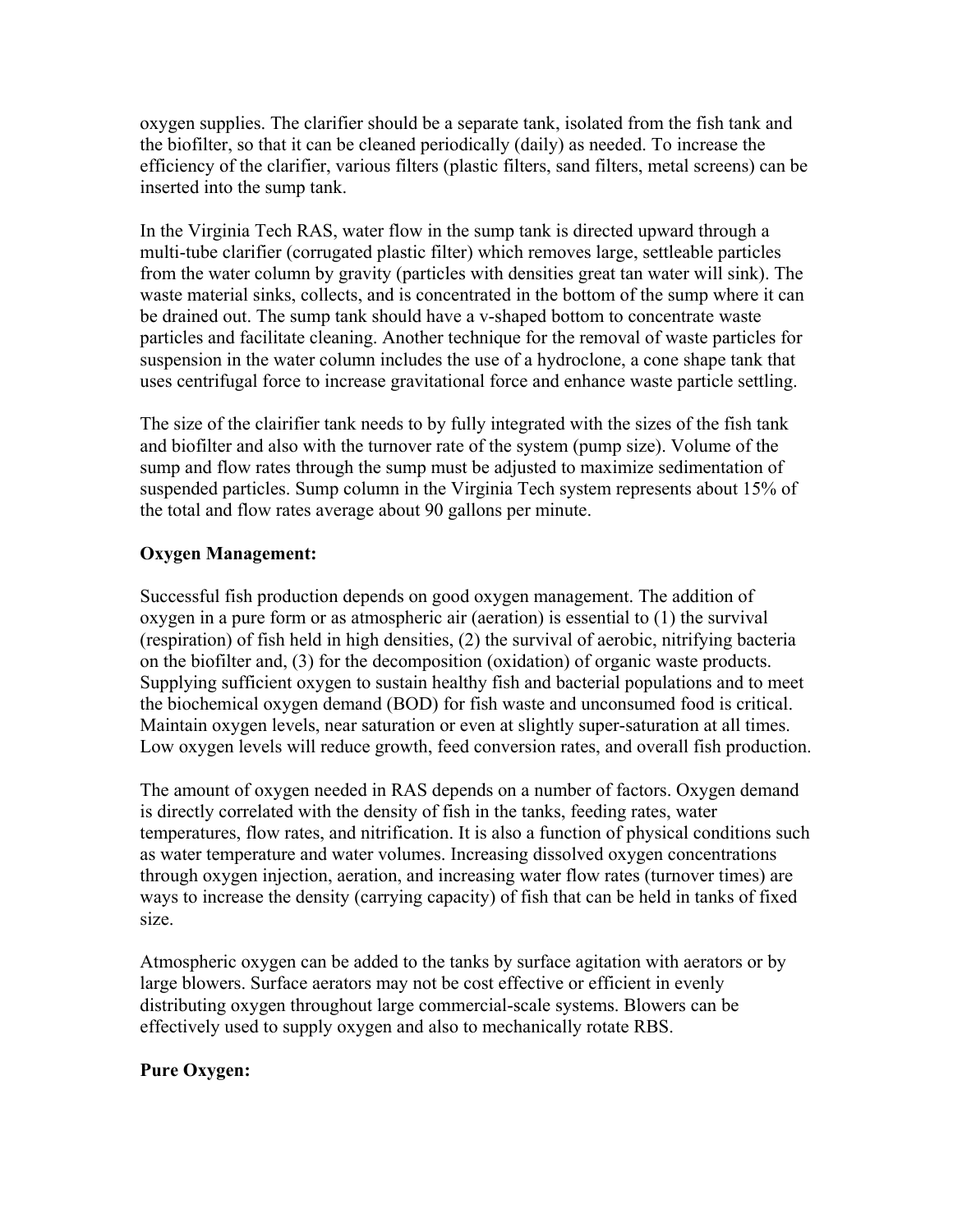oxygen supplies. The clarifier should be a separate tank, isolated from the fish tank and the biofilter, so that it can be cleaned periodically (daily) as needed. To increase the efficiency of the clarifier, various filters (plastic filters, sand filters, metal screens) can be inserted into the sump tank.

In the Virginia Tech RAS, water flow in the sump tank is directed upward through a multi-tube clarifier (corrugated plastic filter) which removes large, settleable particles from the water column by gravity (particles with densities great tan water will sink). The waste material sinks, collects, and is concentrated in the bottom of the sump where it can be drained out. The sump tank should have a v-shaped bottom to concentrate waste particles and facilitate cleaning. Another technique for the removal of waste particles for suspension in the water column includes the use of a hydroclone, a cone shape tank that uses centrifugal force to increase gravitational force and enhance waste particle settling.

The size of the clairifier tank needs to by fully integrated with the sizes of the fish tank and biofilter and also with the turnover rate of the system (pump size). Volume of the sump and flow rates through the sump must be adjusted to maximize sedimentation of suspended particles. Sump column in the Virginia Tech system represents about 15% of the total and flow rates average about 90 gallons per minute.

**Oxygen Management:**

Successful fish production depends on good oxygen management. The addition of oxygen in a pure form or as atmospheric air (aeration) is essential to (1) the survival (respiration) of fish held in high densities, (2) the survival of aerobic, nitrifying bacteria on the biofilter and, (3) for the decomposition (oxidation) of organic waste products. Supplying sufficient oxygen to sustain healthy fish and bacterial populations and to meet the biochemical oxygen demand (BOD) for fish waste and unconsumed food is critical. Maintain oxygen levels, near saturation or even at slightly super-saturation at all times. Low oxygen levels will reduce growth, feed conversion rates, and overall fish production.

The amount of oxygen needed in RAS depends on a number of factors. Oxygen demand is directly correlated with the density of fish in the tanks, feeding rates, water temperatures, flow rates, and nitrification. It is also a function of physical conditions such as water temperature and water volumes. Increasing dissolved oxygen concentrations through oxygen injection, aeration, and increasing water flow rates (turnover times) are ways to increase the density (carrying capacity) of fish that can be held in tanks of fixed size.

Atmospheric oxygen can be added to the tanks by surface agitation with aerators or by large blowers. Surface aerators may not be cost effective or efficient in evenly distributing oxygen throughout large commercial-scale systems. Blowers can be effectively used to supply oxygen and also to mechanically rotate RBS.

**Pure Oxygen:**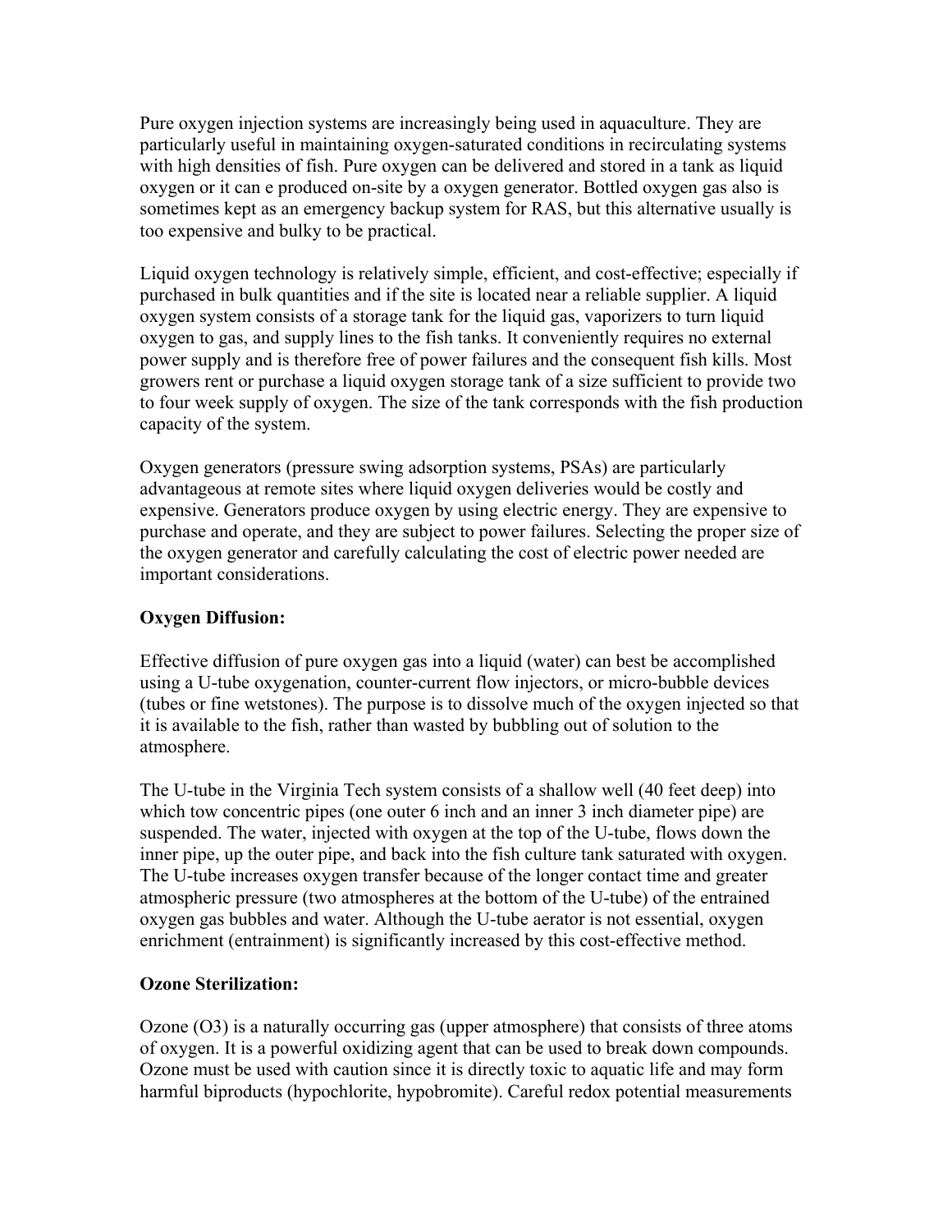Pure oxygen injection systems are increasingly being used in aquaculture. They are particularly useful in maintaining oxygen-saturated conditions in recirculating systems with high densities of fish. Pure oxygen can be delivered and stored in a tank as liquid oxygen or it can e produced on-site by a oxygen generator. Bottled oxygen gas also is sometimes kept as an emergency backup system for RAS, but this alternative usually is too expensive and bulky to be practical.

Liquid oxygen technology is relatively simple, efficient, and cost-effective; especially if purchased in bulk quantities and if the site is located near a reliable supplier. A liquid oxygen system consists of a storage tank for the liquid gas, vaporizers to turn liquid oxygen to gas, and supply lines to the fish tanks. It conveniently requires no external power supply and is therefore free of power failures and the consequent fish kills. Most growers rent or purchase a liquid oxygen storage tank of a size sufficient to provide two to four week supply of oxygen. The size of the tank corresponds with the fish production capacity of the system.

Oxygen generators (pressure swing adsorption systems, PSAs) are particularly advantageous at remote sites where liquid oxygen deliveries would be costly and expensive. Generators produce oxygen by using electric energy. They are expensive to purchase and operate, and they are subject to power failures. Selecting the proper size of the oxygen generator and carefully calculating the cost of electric power needed are important considerations.

**Oxygen Diffusion:**

Effective diffusion of pure oxygen gas into a liquid (water) can best be accomplished using a U-tube oxygenation, counter-current flow injectors, or micro-bubble devices (tubes or fine wetstones). The purpose is to dissolve much of the oxygen injected so that it is available to the fish, rather than wasted by bubbling out of solution to the atmosphere.

The U-tube in the Virginia Tech system consists of a shallow well (40 feet deep) into which tow concentric pipes (one outer 6 inch and an inner 3 inch diameter pipe) are suspended. The water, injected with oxygen at the top of the U-tube, flows down the inner pipe, up the outer pipe, and back into the fish culture tank saturated with oxygen. The U-tube increases oxygen transfer because of the longer contact time and greater atmospheric pressure (two atmospheres at the bottom of the U-tube) of the entrained oxygen gas bubbles and water. Although the U-tube aerator is not essential, oxygen enrichment (entrainment) is significantly increased by this cost-effective method.

**Ozone Sterilization:**

Ozone ($O_3$) is a naturally occurring gas (upper atmosphere) that consists of three atoms of oxygen. It is a powerful oxidizing agent that can be used to break down compounds. Ozone must be used with caution since it is directly toxic to aquatic life and may form harmful biproducts (hypochlorite, hypobromite). Careful redox potential measurements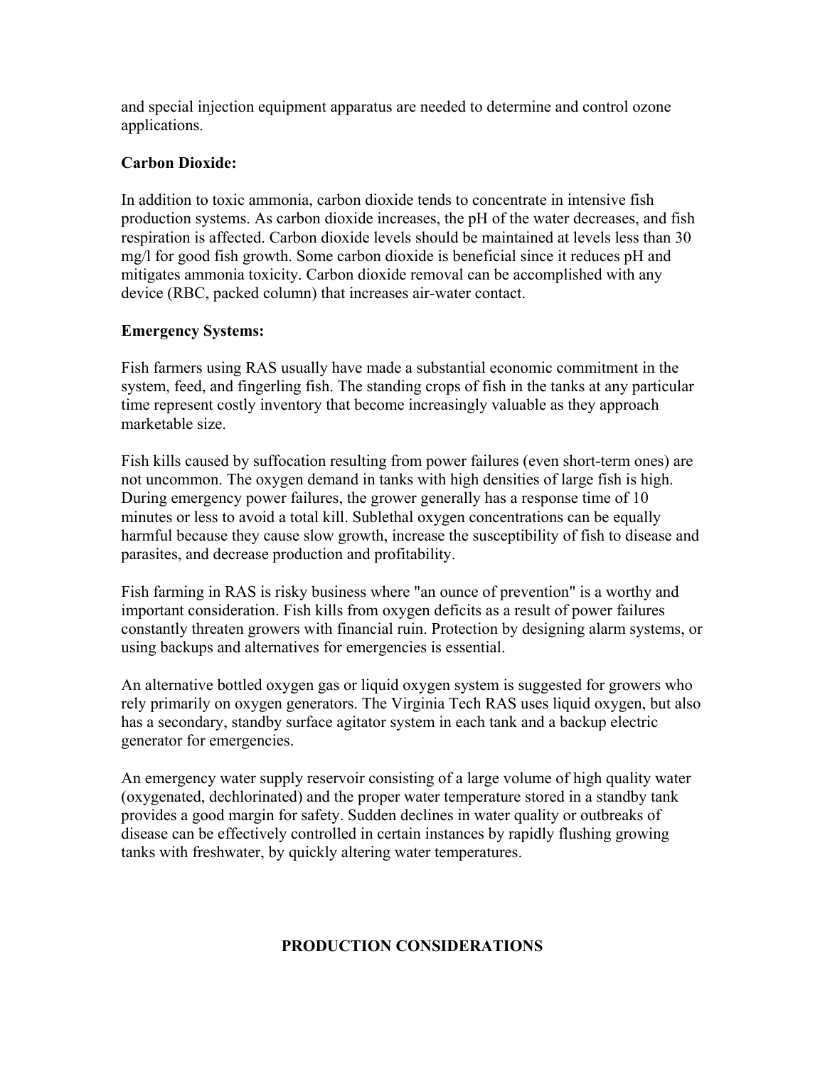and special injection equipment apparatus are needed to determine and control ozone applications.

**Carbon Dioxide:**

In addition to toxic ammonia, carbon dioxide tends to concentrate in intensive fish production systems. As carbon dioxide increases, the pH of the water decreases, and fish respiration is affected. Carbon dioxide levels should be maintained at levels less than 30 mg/l for good fish growth. Some carbon dioxide is beneficial since it reduces pH and mitigates ammonia toxicity. Carbon dioxide removal can be accomplished with any device (RBC, packed column) that increases air-water contact.

**Emergency Systems:**

Fish farmers using RAS usually have made a substantial economic commitment in the system, feed, and fingerling fish. The standing crops of fish in the tanks at any particular time represent costly inventory that become increasingly valuable as they approach marketable size.

Fish kills caused by suffocation resulting from power failures (even short-term ones) are not uncommon. The oxygen demand in tanks with high densities of large fish is high. During emergency power failures, the grower generally has a response time of 10 minutes or less to avoid a total kill. Sublethal oxygen concentrations can be equally harmful because they cause slow growth, increase the susceptibility of fish to disease and parasites, and decrease production and profitability.

Fish farming in RAS is risky business where "an ounce of prevention" is a worthy and important consideration. Fish kills from oxygen deficits as a result of power failures constantly threaten growers with financial ruin. Protection by designing alarm systems, or using backups and alternatives for emergencies is essential.

An alternative bottled oxygen gas or liquid oxygen system is suggested for growers who rely primarily on oxygen generators. The Virginia Tech RAS uses liquid oxygen, but also has a secondary, standby surface agitator system in each tank and a backup electric generator for emergencies.

An emergency water supply reservoir consisting of a large volume of high quality water (oxygenated, dechlorinated) and the proper water temperature stored in a standby tank provides a good margin for safety. Sudden declines in water quality or outbreaks of disease can be effectively controlled in certain instances by rapidly flushing growing tanks with freshwater, by quickly altering water temperatures.

## PRODUCTION CONSIDERATIONS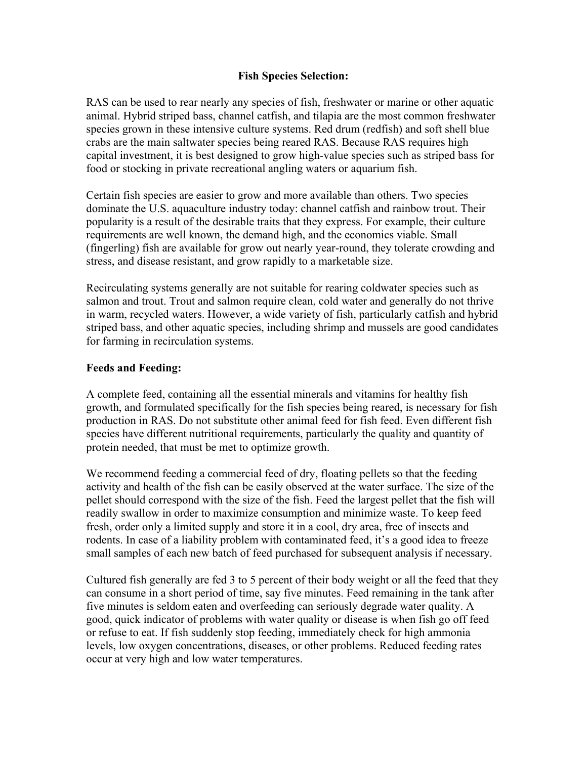**Fish Species Selection:**

RAS can be used to rear nearly any species of fish, freshwater or marine or other aquatic animal. Hybrid striped bass, channel catfish, and tilapia are the most common freshwater species grown in these intensive culture systems. Red drum (redfish) and soft shell blue crabs are the main saltwater species being reared RAS. Because RAS requires high capital investment, it is best designed to grow high-value species such as striped bass for food or stocking in private recreational angling waters or aquarium fish.

Certain fish species are easier to grow and more available than others. Two species dominate the U.S. aquaculture industry today: channel catfish and rainbow trout. Their popularity is a result of the desirable traits that they express. For example, their culture requirements are well known, the demand high, and the economics viable. Small (fingerling) fish are available for grow out nearly year-round, they tolerate crowding and stress, and disease resistant, and grow rapidly to a marketable size.

Recirculating systems generally are not suitable for rearing coldwater species such as salmon and trout. Trout and salmon require clean, cold water and generally do not thrive in warm, recycled waters. However, a wide variety of fish, particularly catfish and hybrid striped bass, and other aquatic species, including shrimp and mussels are good candidates for farming in recirculation systems.

**Feeds and Feeding:**

A complete feed, containing all the essential minerals and vitamins for healthy fish growth, and formulated specifically for the fish species being reared, is necessary for fish production in RAS. Do not substitute other animal feed for fish feed. Even different fish species have different nutritional requirements, particularly the quality and quantity of protein needed, that must be met to optimize growth.

We recommend feeding a commercial feed of dry, floating pellets so that the feeding activity and health of the fish can be easily observed at the water surface. The size of the pellet should correspond with the size of the fish. Feed the largest pellet that the fish will readily swallow in order to maximize consumption and minimize waste. To keep feed fresh, order only a limited supply and store it in a cool, dry area, free of insects and rodents. In case of a liability problem with contaminated feed, it's a good idea to freeze small samples of each new batch of feed purchased for subsequent analysis if necessary.

Cultured fish generally are fed 3 to 5 percent of their body weight or all the feed that they can consume in a short period of time, say five minutes. Feed remaining in the tank after five minutes is seldom eaten and overfeeding can seriously degrade water quality. A good, quick indicator of problems with water quality or disease is when fish go off feed or refuse to eat. If fish suddenly stop feeding, immediately check for high ammonia levels, low oxygen concentrations, diseases, or other problems. Reduced feeding rates occur at very high and low water temperatures.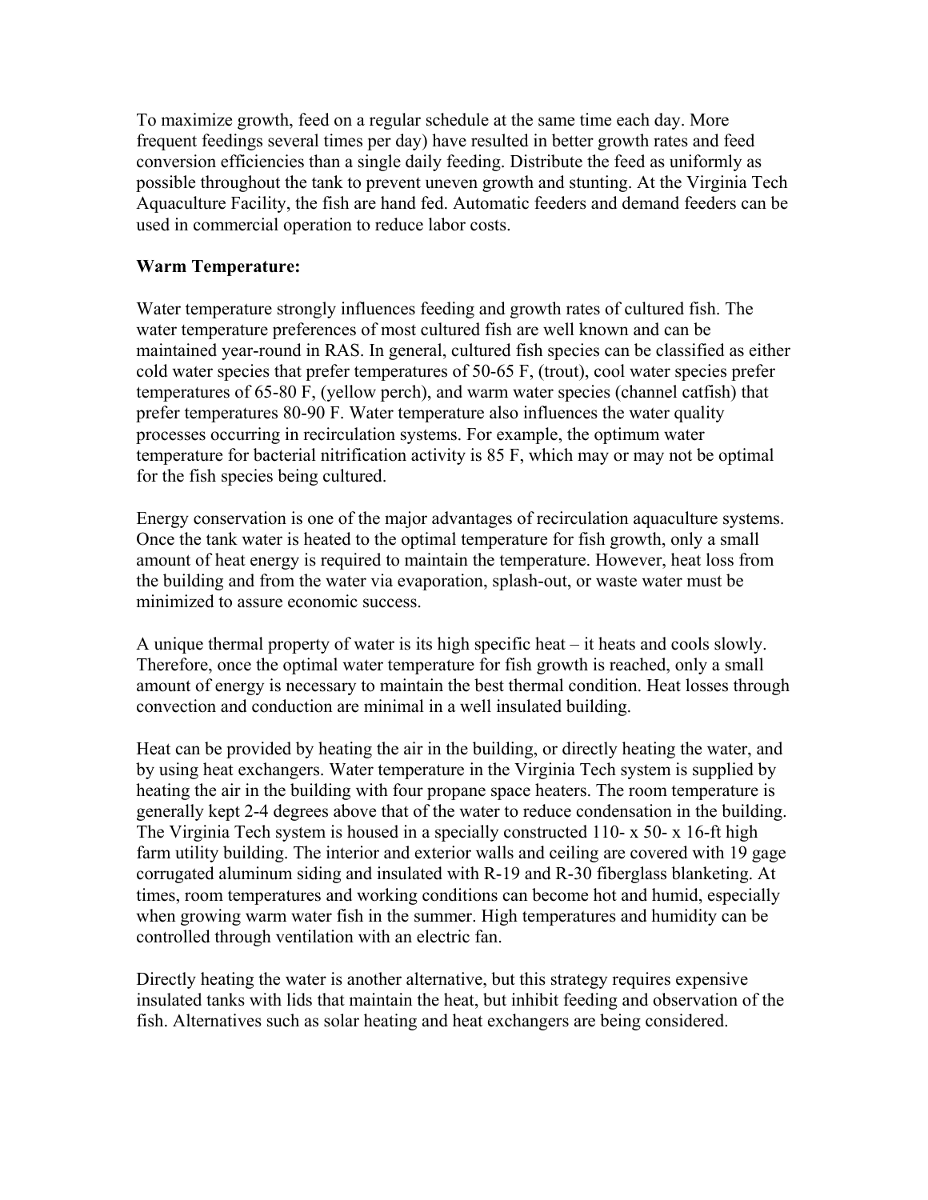To maximize growth, feed on a regular schedule at the same time each day. More frequent feedings several times per day) have resulted in better growth rates and feed conversion efficiencies than a single daily feeding. Distribute the feed as uniformly as possible throughout the tank to prevent uneven growth and stunting. At the Virginia Tech Aquaculture Facility, the fish are hand fed. Automatic feeders and demand feeders can be used in commercial operation to reduce labor costs.

**Warm Temperature:**

Water temperature strongly influences feeding and growth rates of cultured fish. The water temperature preferences of most cultured fish are well known and can be maintained year-round in RAS. In general, cultured fish species can be classified as either cold water species that prefer temperatures of 50-65 F, (trout), cool water species prefer temperatures of 65-80 F, (yellow perch), and warm water species (channel catfish) that prefer temperatures 80-90 F. Water temperature also influences the water quality processes occurring in recirculation systems. For example, the optimum water temperature for bacterial nitrification activity is 85 F, which may or may not be optimal for the fish species being cultured.

Energy conservation is one of the major advantages of recirculation aquaculture systems. Once the tank water is heated to the optimal temperature for fish growth, only a small amount of heat energy is required to maintain the temperature. However, heat loss from the building and from the water via evaporation, splash-out, or waste water must be minimized to assure economic success.

A unique thermal property of water is its high specific heat – it heats and cools slowly. Therefore, once the optimal water temperature for fish growth is reached, only a small amount of energy is necessary to maintain the best thermal condition. Heat losses through convection and conduction are minimal in a well insulated building.

Heat can be provided by heating the air in the building, or directly heating the water, and by using heat exchangers. Water temperature in the Virginia Tech system is supplied by heating the air in the building with four propane space heaters. The room temperature is generally kept 2-4 degrees above that of the water to reduce condensation in the building. The Virginia Tech system is housed in a specially constructed 110- x 50- x 16-ft high farm utility building. The interior and exterior walls and ceiling are covered with 19 gage corrugated aluminum siding and insulated with R-19 and R-30 fiberglass blanketing. At times, room temperatures and working conditions can become hot and humid, especially when growing warm water fish in the summer. High temperatures and humidity can be controlled through ventilation with an electric fan.

Directly heating the water is another alternative, but this strategy requires expensive insulated tanks with lids that maintain the heat, but inhibit feeding and observation of the fish. Alternatives such as solar heating and heat exchangers are being considered.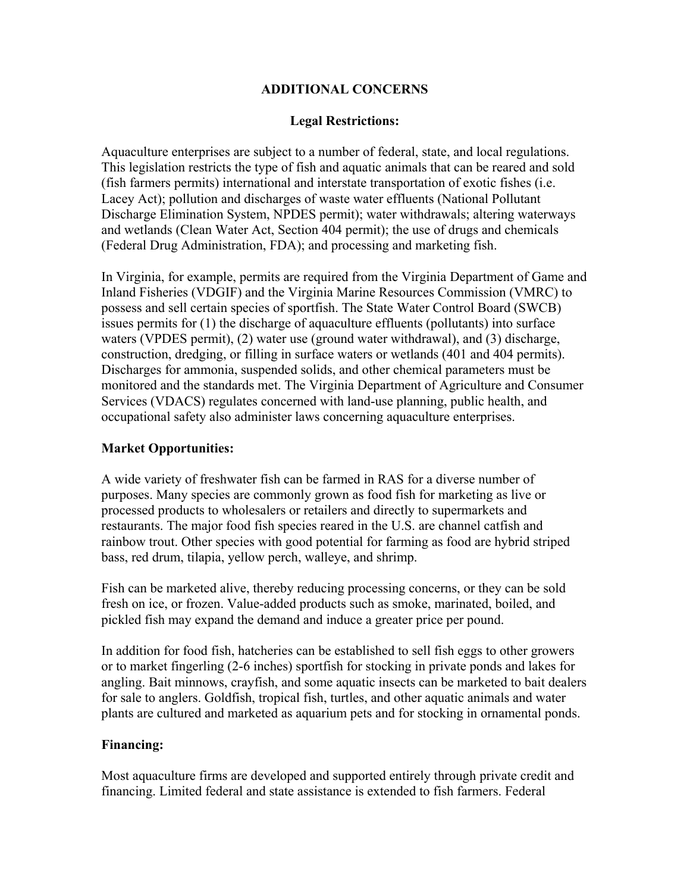## ADDITIONAL CONCERNS

### Legal Restrictions:

Aquaculture enterprises are subject to a number of federal, state, and local regulations. This legislation restricts the type of fish and aquatic animals that can be reared and sold (fish farmers permits) international and interstate transportation of exotic fishes (i.e. Lacey Act); pollution and discharges of waste water effluents (National Pollutant Discharge Elimination System, NPDES permit); water withdrawals; altering waterways and wetlands (Clean Water Act, Section 404 permit); the use of drugs and chemicals (Federal Drug Administration, FDA); and processing and marketing fish.

In Virginia, for example, permits are required from the Virginia Department of Game and Inland Fisheries (VDGIF) and the Virginia Marine Resources Commission (VMRC) to possess and sell certain species of sportfish. The State Water Control Board (SWCB) issues permits for (1) the discharge of aquaculture effluents (pollutants) into surface waters (VPDES permit), (2) water use (ground water withdrawal), and (3) discharge, construction, dredging, or filling in surface waters or wetlands (401 and 404 permits). Discharges for ammonia, suspended solids, and other chemical parameters must be monitored and the standards met. The Virginia Department of Agriculture and Consumer Services (VDACS) regulates concerned with land-use planning, public health, and occupational safety also administer laws concerning aquaculture enterprises.

### Market Opportunities:

A wide variety of freshwater fish can be farmed in RAS for a diverse number of purposes. Many species are commonly grown as food fish for marketing as live or processed products to wholesalers or retailers and directly to supermarkets and restaurants. The major food fish species reared in the U.S. are channel catfish and rainbow trout. Other species with good potential for farming as food are hybrid striped bass, red drum, tilapia, yellow perch, walleye, and shrimp.

Fish can be marketed alive, thereby reducing processing concerns, or they can be sold fresh on ice, or frozen. Value-added products such as smoke, marinated, boiled, and pickled fish may expand the demand and induce a greater price per pound.

In addition for food fish, hatcheries can be established to sell fish eggs to other growers or to market fingerling (2-6 inches) sportfish for stocking in private ponds and lakes for angling. Bait minnows, crayfish, and some aquatic insects can be marketed to bait dealers for sale to anglers. Goldfish, tropical fish, turtles, and other aquatic animals and water plants are cultured and marketed as aquarium pets and for stocking in ornamental ponds.

### Financing:

Most aquaculture firms are developed and supported entirely through private credit and financing. Limited federal and state assistance is extended to fish farmers. Federal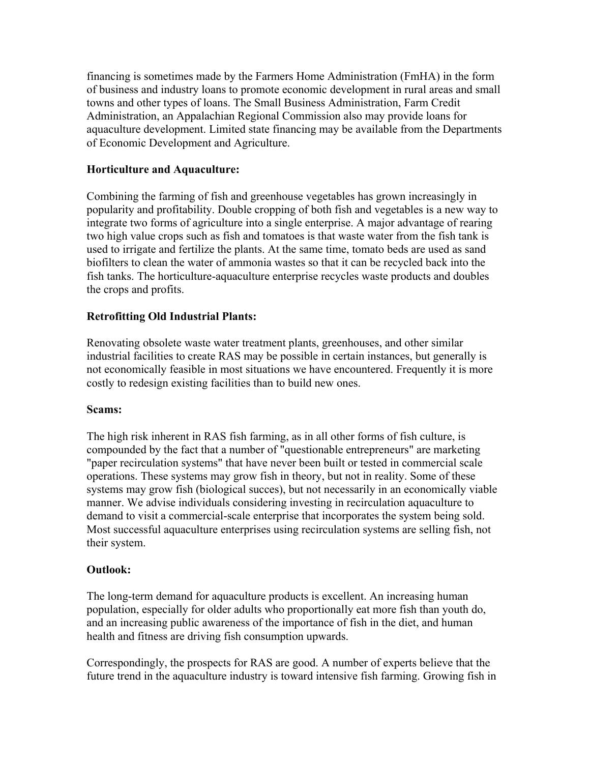financing is sometimes made by the Farmers Home Administration (FmHA) in the form of business and industry loans to promote economic development in rural areas and small towns and other types of loans. The Small Business Administration, Farm Credit Administration, an Appalachian Regional Commission also may provide loans for aquaculture development. Limited state financing may be available from the Departments of Economic Development and Agriculture.

**Horticulture and Aquaculture:**

Combining the farming of fish and greenhouse vegetables has grown increasingly in popularity and profitability. Double cropping of both fish and vegetables is a new way to integrate two forms of agriculture into a single enterprise. A major advantage of rearing two high value crops such as fish and tomatoes is that waste water from the fish tank is used to irrigate and fertilize the plants. At the same time, tomato beds are used as sand biofilters to clean the water of ammonia wastes so that it can be recycled back into the fish tanks. The horticulture-aquaculture enterprise recycles waste products and doubles the crops and profits.

**Retrofitting Old Industrial Plants:**

Renovating obsolete waste water treatment plants, greenhouses, and other similar industrial facilities to create RAS may be possible in certain instances, but generally is not economically feasible in most situations we have encountered. Frequently it is more costly to redesign existing facilities than to build new ones.

**Scams:**

The high risk inherent in RAS fish farming, as in all other forms of fish culture, is compounded by the fact that a number of "questionable entrepreneurs" are marketing "paper recirculation systems" that have never been built or tested in commercial scale operations. These systems may grow fish in theory, but not in reality. Some of these systems may grow fish (biological succes), but not necessarily in an economically viable manner. We advise individuals considering investing in recirculation aquaculture to demand to visit a commercial-scale enterprise that incorporates the system being sold. Most successful aquaculture enterprises using recirculation systems are selling fish, not their system.

**Outlook:**

The long-term demand for aquaculture products is excellent. An increasing human population, especially for older adults who proportionally eat more fish than youth do, and an increasing public awareness of the importance of fish in the diet, and human health and fitness are driving fish consumption upwards.

Correspondingly, the prospects for RAS are good. A number of experts believe that the future trend in the aquaculture industry is toward intensive fish farming. Growing fish in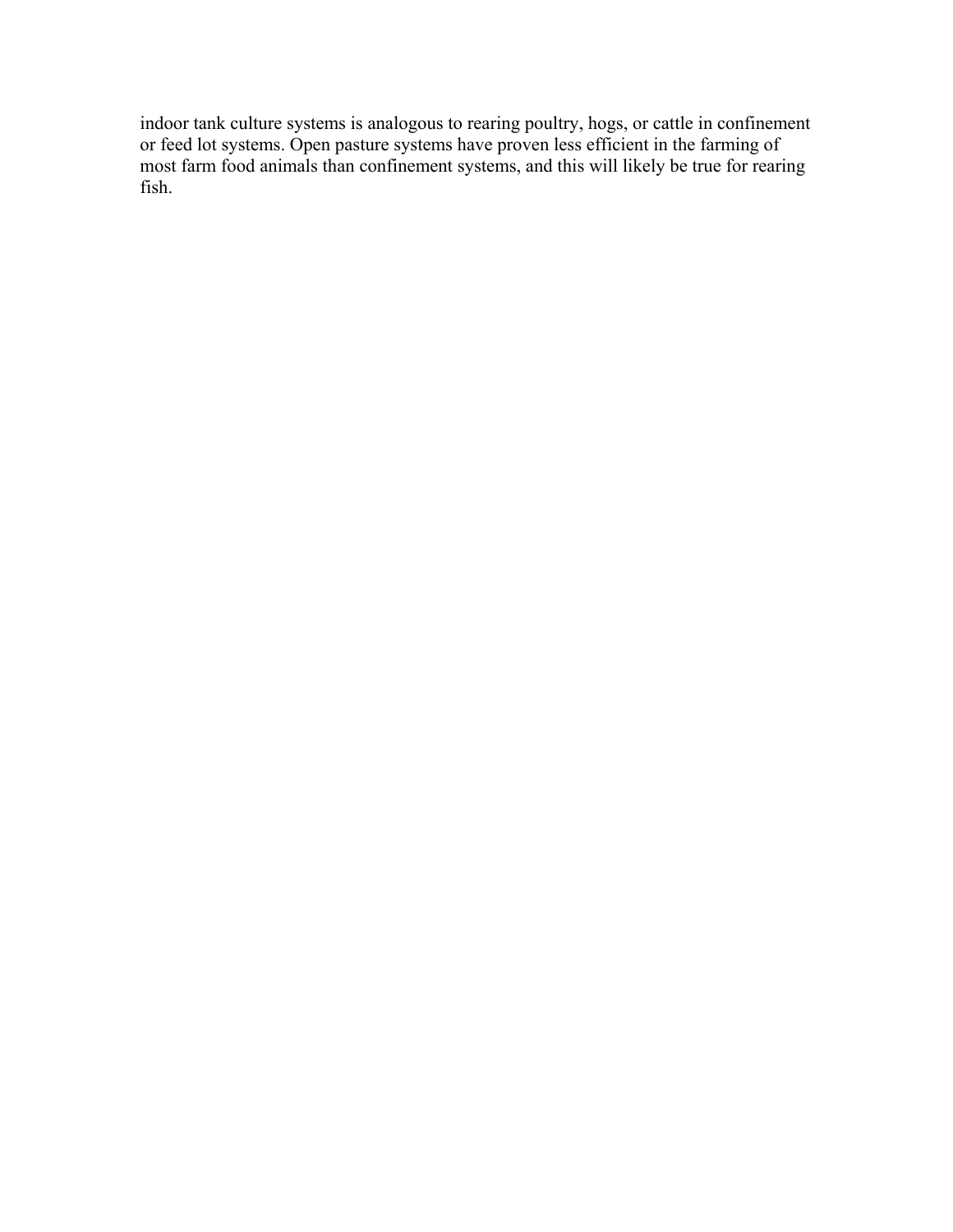indoor tank culture systems is analogous to rearing poultry, hogs, or cattle in confinement or feed lot systems. Open pasture systems have proven less efficient in the farming of most farm food animals than confinement systems, and this will likely be true for rearing fish.